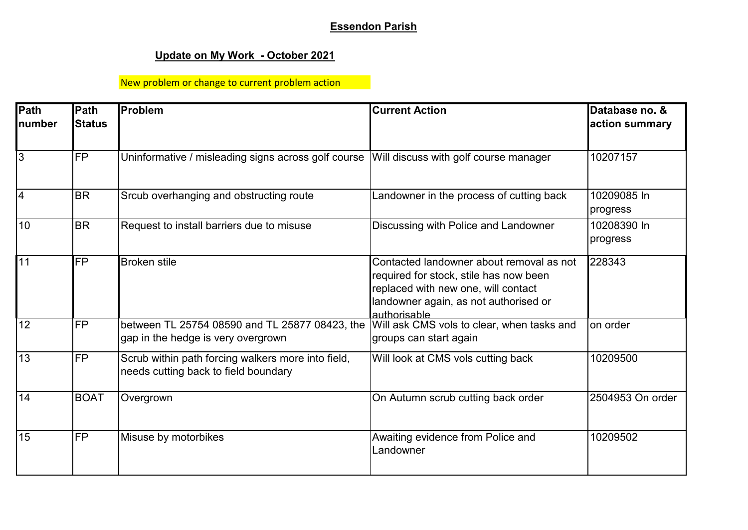**Essendon Parish**

**Update on My Work - October 2021**

New problem or change to current problem action

| Path number | Path Status | Problem | Current Action | Database no. & action summary |
|---|---|---|---|---|
| 3 | FP | Uninformative / misleading signs across golf course | Will discuss with golf course manager | 10207157 |
| 4 | BR | Srcub overhanging and obstructing route | Landowner in the process of cutting back | 10209085 In progress |
| 10 | BR | Request to install barriers due to misuse | Discussing with Police and Landowner | 10208390 In progress |
| 11 | FP | Broken stile | Contacted landowner about removal as not required for stock, stile has now been replaced with new one, will contact landowner again, as not authorised or authorisable | 228343 |
| 12 | FP | between TL 25754 08590 and TL 25877 08423, the gap in the hedge is very overgrown | Will ask CMS vols to clear, when tasks and groups can start again | on order |
| 13 | FP | Scrub within path forcing walkers more into field, needs cutting back to field boundary | Will look at CMS vols cutting back | 10209500 |
| 14 | BOAT | Overgrown | On Autumn scrub cutting back order | 2504953 On order |
| 15 | FP | Misuse by motorbikes | Awaiting evidence from Police and Landowner | 10209502 |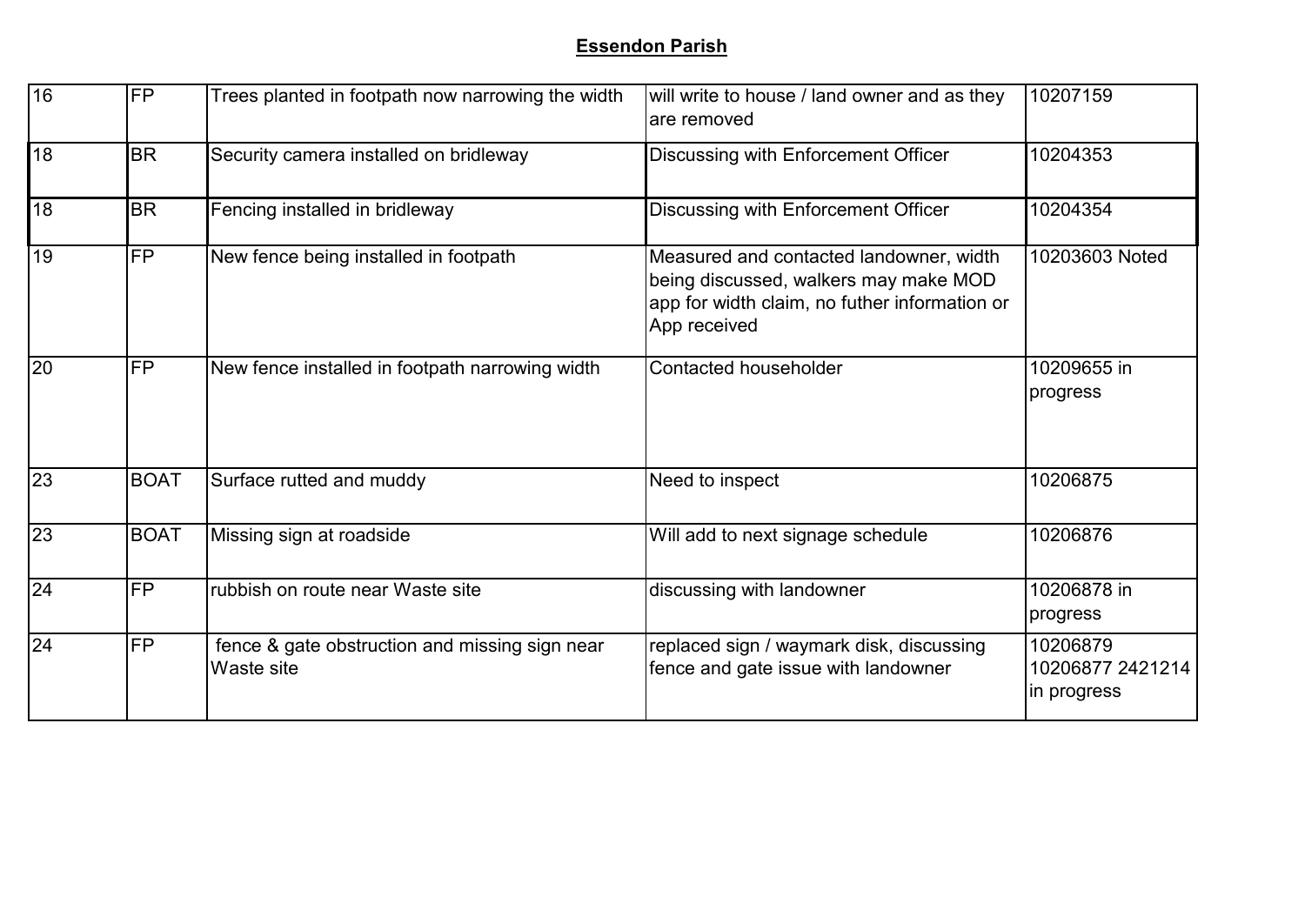## Essendon Parish

| | | | | |
|---|---|---|---|---|
| 16 | FP | Trees planted in footpath now narrowing the width | will write to house / land owner and as they are removed | 10207159 |
| 18 | BR | Security camera installed on bridleway | Discussing with Enforcement Officer | 10204353 |
| 18 | BR | Fencing installed in bridleway | Discussing with Enforcement Officer | 10204354 |
| 19 | FP | New fence being installed in footpath | Measured and contacted landowner, width being discussed, walkers may make MOD app for width claim, no futher information or App received | 10203603 Noted |
| 20 | FP | New fence installed in footpath narrowing width | Contacted householder | 10209655 in progress |
| 23 | BOAT | Surface rutted and muddy | Need to inspect | 10206875 |
| 23 | BOAT | Missing sign at roadside | Will add to next signage schedule | 10206876 |
| 24 | FP | rubbish on route near Waste site | discussing with landowner | 10206878 in progress |
| 24 | FP | fence & gate obstruction and missing sign near Waste site | replaced sign / waymark disk, discussing fence and gate issue with landowner | 10206879 10206877 2421214 in progress |